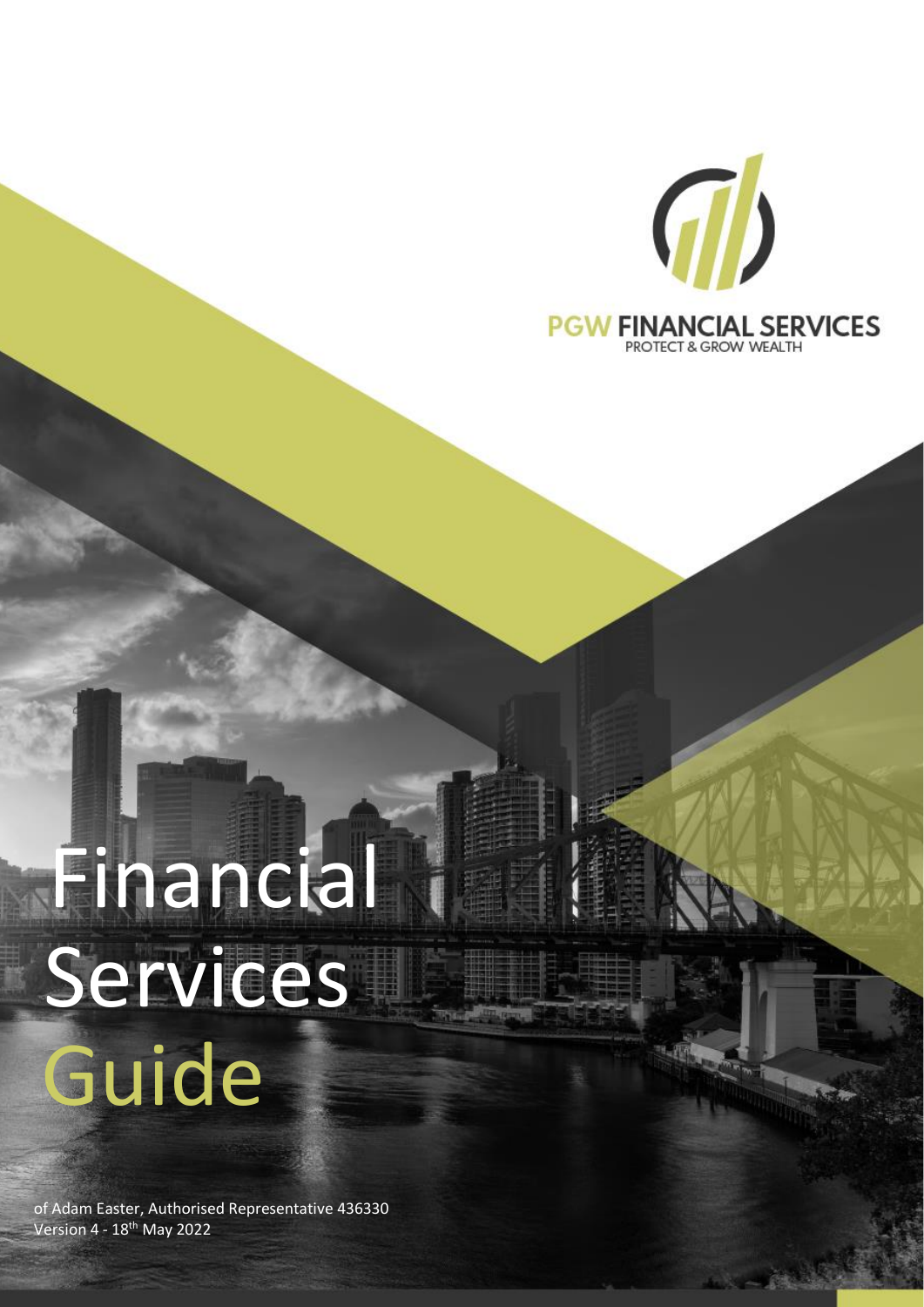PGW FINANCIAL SERVICES

PROTECT & GROW WEALTH

# Financial Services Guide

of Adam Easter, Authorised Representative 436330

Version 4 - 18th May 2022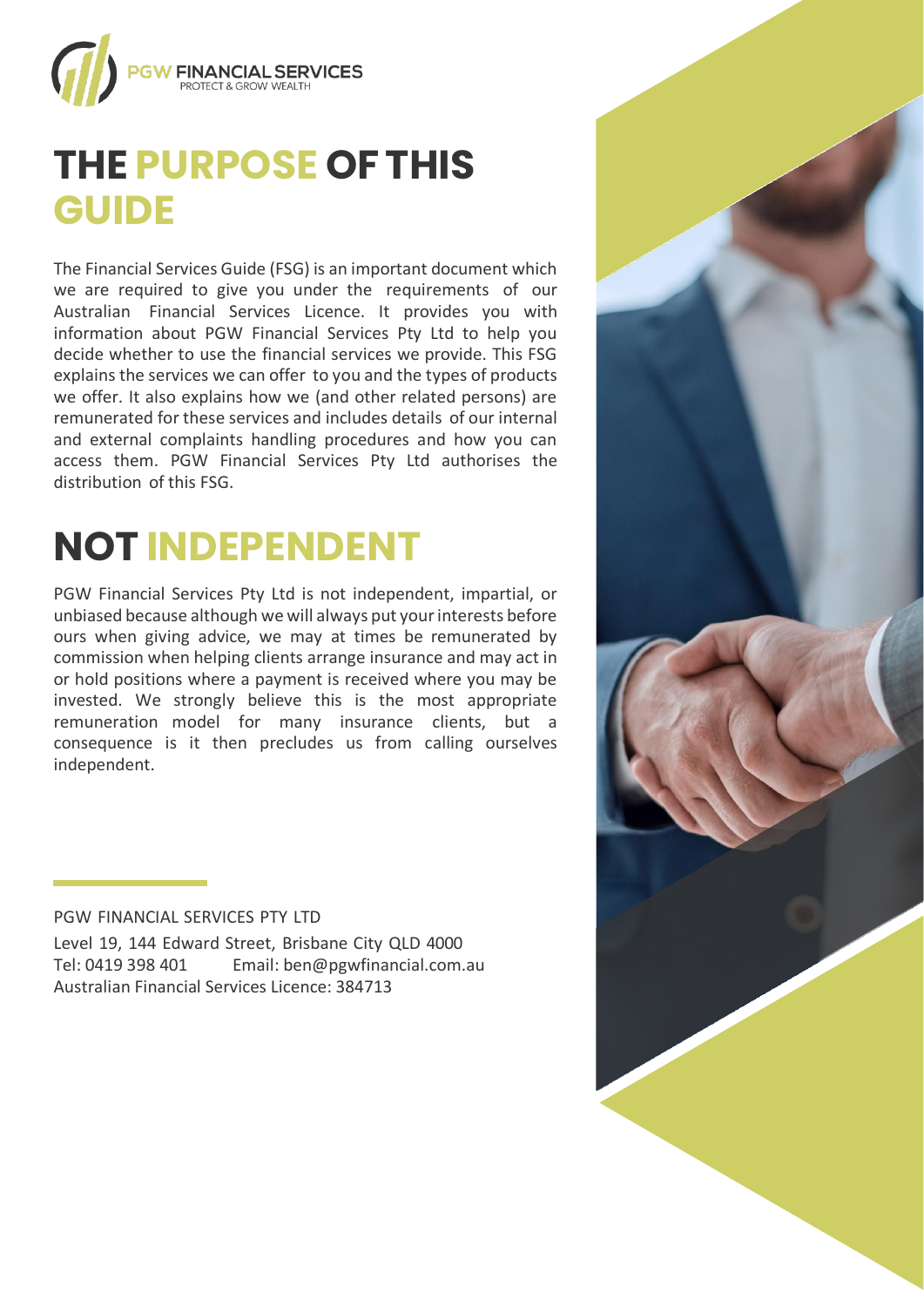# THE PURPOSE OF THIS GUIDE

The Financial Services Guide (FSG) is an important document which we are required to give you under the requirements of our Australian Financial Services Licence. It provides you with information about PGW Financial Services Pty Ltd to help you decide whether to use the financial services we provide. This FSG explains the services we can offer to you and the types of products we offer. It also explains how we (and other related persons) are remunerated for these services and includes details of our internal and external complaints handling procedures and how you can access them. PGW Financial Services Pty Ltd authorises the distribution of this FSG.

# NOT INDEPENDENT

PGW Financial Services Pty Ltd is not independent, impartial, or unbiased because although we will always put your interests before ours when giving advice, we may at times be remunerated by commission when helping clients arrange insurance and may act in or hold positions where a payment is received where you may be invested. We strongly believe this is the most appropriate remuneration model for many insurance clients, but a consequence is it then precludes us from calling ourselves independent.

PGW FINANCIAL SERVICES PTY LTD

Level 19, 144 Edward Street, Brisbane City QLD 4000
Tel: 0419 398 401 Email: ben@pgwfinancial.com.au
Australian Financial Services Licence: 384713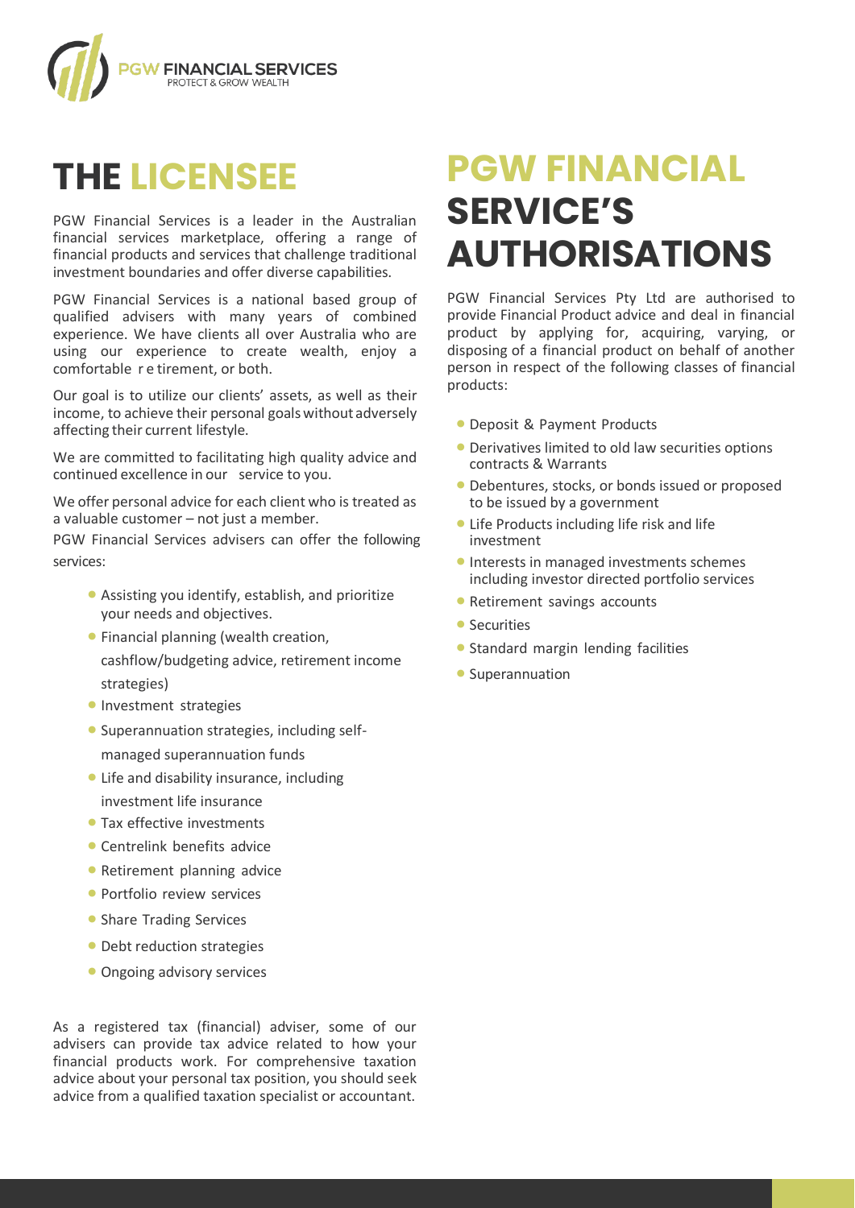# THE LICENSEE

PGW Financial Services is a leader in the Australian financial services marketplace, offering a range of financial products and services that challenge traditional investment boundaries and offer diverse capabilities.

PGW Financial Services is a national based group of qualified advisers with many years of combined experience. We have clients all over Australia who are using our experience to create wealth, enjoy a comfortable r e tirement, or both.

Our goal is to utilize our clients' assets, as well as their income, to achieve their personal goals without adversely affecting their current lifestyle.

We are committed to facilitating high quality advice and continued excellence in our service to you.

We offer personal advice for each client who is treated as a valuable customer – not just a member.

PGW Financial Services advisers can offer the following services:

- Assisting you identify, establish, and prioritize your needs and objectives.
- Financial planning (wealth creation, cashflow/budgeting advice, retirement income strategies)
- Investment strategies
- Superannuation strategies, including self-managed superannuation funds
- Life and disability insurance, including investment life insurance
- Tax effective investments
- Centrelink benefits advice
- Retirement planning advice
- Portfolio review services
- Share Trading Services
- Debt reduction strategies
- Ongoing advisory services

As a registered tax (financial) adviser, some of our advisers can provide tax advice related to how your financial products work. For comprehensive taxation advice about your personal tax position, you should seek advice from a qualified taxation specialist or accountant.

# PGW FINANCIAL SERVICE'S AUTHORISATIONS

PGW Financial Services Pty Ltd are authorised to provide Financial Product advice and deal in financial product by applying for, acquiring, varying, or disposing of a financial product on behalf of another person in respect of the following classes of financial products:

- Deposit & Payment Products
- Derivatives limited to old law securities options contracts & Warrants
- Debentures, stocks, or bonds issued or proposed to be issued by a government
- Life Products including life risk and life investment
- Interests in managed investments schemes including investor directed portfolio services
- Retirement savings accounts
- Securities
- Standard margin lending facilities
- Superannuation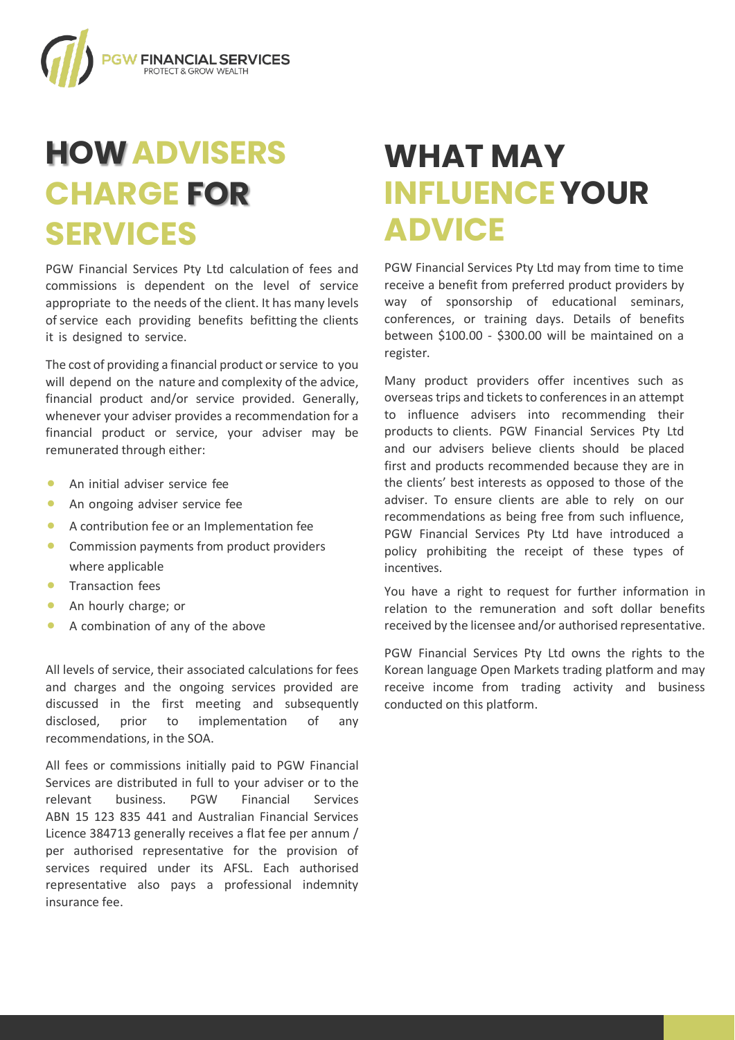# HOW ADVISERS CHARGE FOR SERVICES

PGW Financial Services Pty Ltd calculation of fees and commissions is dependent on the level of service appropriate to the needs of the client. It has many levels of service each providing benefits befitting the clients it is designed to service.

The cost of providing a financial product or service to you will depend on the nature and complexity of the advice, financial product and/or service provided. Generally, whenever your adviser provides a recommendation for a financial product or service, your adviser may be remunerated through either:

- An initial adviser service fee
- An ongoing adviser service fee
- A contribution fee or an Implementation fee
- Commission payments from product providers where applicable
- Transaction fees
- An hourly charge; or
- A combination of any of the above

All levels of service, their associated calculations for fees and charges and the ongoing services provided are discussed in the first meeting and subsequently disclosed, prior to implementation of any recommendations, in the SOA.

All fees or commissions initially paid to PGW Financial Services are distributed in full to your adviser or to the relevant business. PGW Financial Services ABN 15 123 835 441 and Australian Financial Services Licence 384713 generally receives a flat fee per annum / per authorised representative for the provision of services required under its AFSL. Each authorised representative also pays a professional indemnity insurance fee.

# WHAT MAY INFLUENCE YOUR ADVICE

PGW Financial Services Pty Ltd may from time to time receive a benefit from preferred product providers by way of sponsorship of educational seminars, conferences, or training days. Details of benefits between $100.00 - $300.00 will be maintained on a register.

Many product providers offer incentives such as overseas trips and tickets to conferences in an attempt to influence advisers into recommending their products to clients. PGW Financial Services Pty Ltd and our advisers believe clients should be placed first and products recommended because they are in the clients' best interests as opposed to those of the adviser. To ensure clients are able to rely on our recommendations as being free from such influence, PGW Financial Services Pty Ltd have introduced a policy prohibiting the receipt of these types of incentives.

You have a right to request for further information in relation to the remuneration and soft dollar benefits received by the licensee and/or authorised representative.

PGW Financial Services Pty Ltd owns the rights to the Korean language Open Markets trading platform and may receive income from trading activity and business conducted on this platform.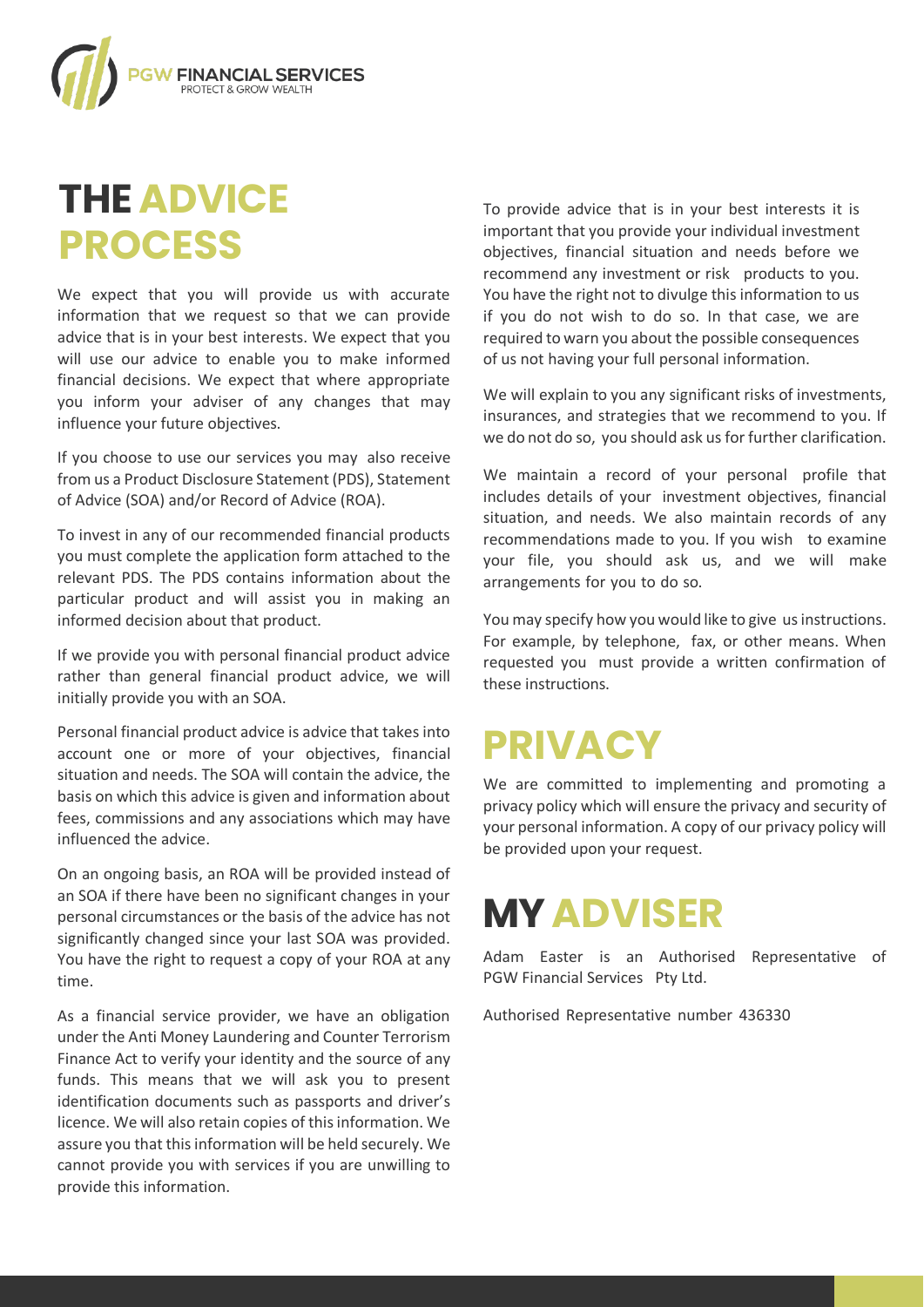# THE ADVICE PROCESS

We expect that you will provide us with accurate information that we request so that we can provide advice that is in your best interests. We expect that you will use our advice to enable you to make informed financial decisions. We expect that where appropriate you inform your adviser of any changes that may influence your future objectives.

If you choose to use our services you may also receive from us a Product Disclosure Statement (PDS), Statement of Advice (SOA) and/or Record of Advice (ROA).

To invest in any of our recommended financial products you must complete the application form attached to the relevant PDS. The PDS contains information about the particular product and will assist you in making an informed decision about that product.

If we provide you with personal financial product advice rather than general financial product advice, we will initially provide you with an SOA.

Personal financial product advice is advice that takes into account one or more of your objectives, financial situation and needs. The SOA will contain the advice, the basis on which this advice is given and information about fees, commissions and any associations which may have influenced the advice.

On an ongoing basis, an ROA will be provided instead of an SOA if there have been no significant changes in your personal circumstances or the basis of the advice has not significantly changed since your last SOA was provided. You have the right to request a copy of your ROA at any time.

As a financial service provider, we have an obligation under the Anti Money Laundering and Counter Terrorism Finance Act to verify your identity and the source of any funds. This means that we will ask you to present identification documents such as passports and driver's licence. We will also retain copies of this information. We assure you that this information will be held securely. We cannot provide you with services if you are unwilling to provide this information.

To provide advice that is in your best interests it is important that you provide your individual investment objectives, financial situation and needs before we recommend any investment or risk products to you. You have the right not to divulge this information to us if you do not wish to do so. In that case, we are required to warn you about the possible consequences of us not having your full personal information.

We will explain to you any significant risks of investments, insurances, and strategies that we recommend to you. If we do not do so, you should ask us for further clarification.

We maintain a record of your personal profile that includes details of your investment objectives, financial situation, and needs. We also maintain records of any recommendations made to you. If you wish to examine your file, you should ask us, and we will make arrangements for you to do so.

You may specify how you would like to give us instructions. For example, by telephone, fax, or other means. When requested you must provide a written confirmation of these instructions.

# PRIVACY

We are committed to implementing and promoting a privacy policy which will ensure the privacy and security of your personal information. A copy of our privacy policy will be provided upon your request.

# MY ADVISER

Adam Easter is an Authorised Representative of PGW Financial Services Pty Ltd.

Authorised Representative number 436330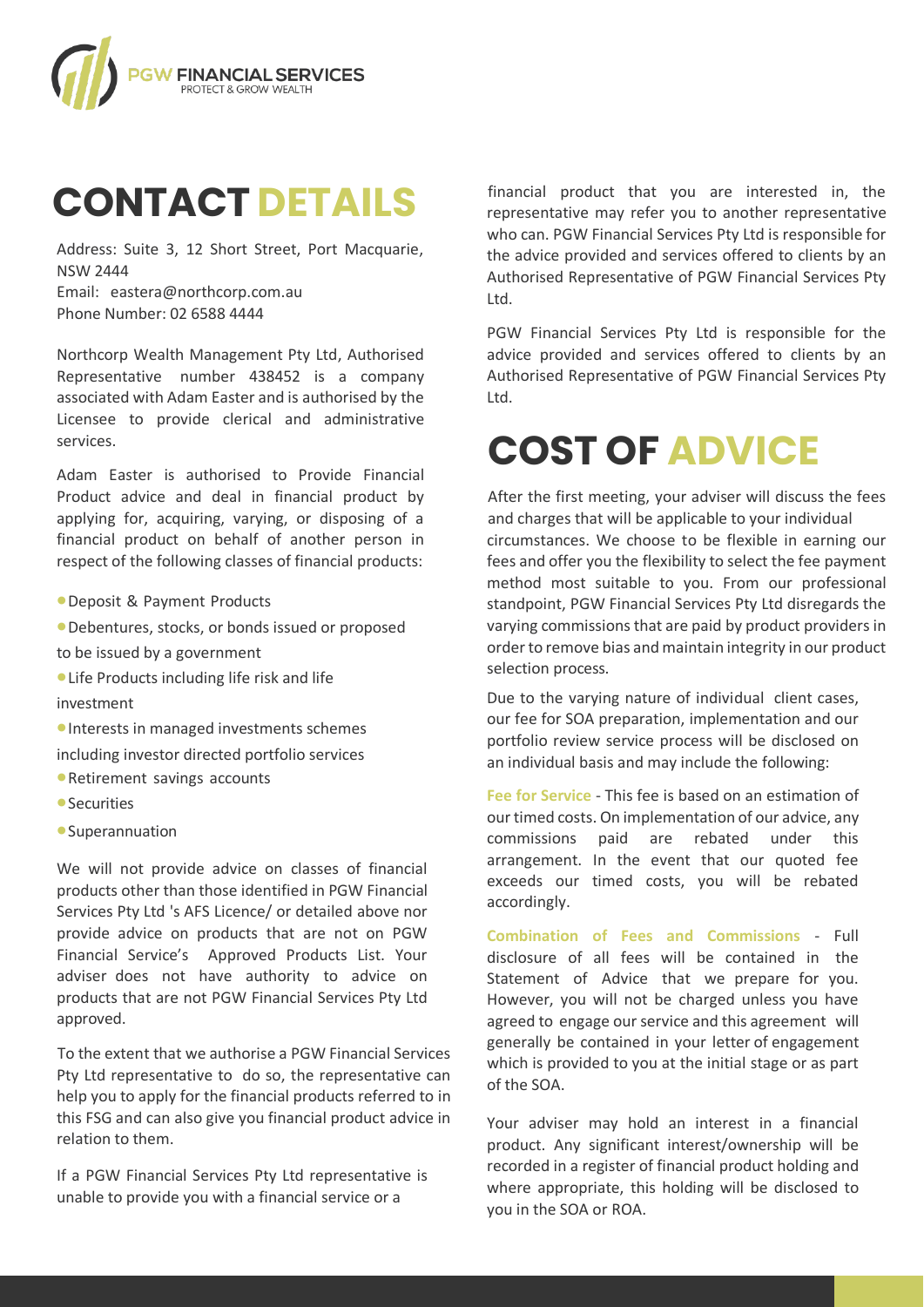# CONTACT DETAILS

Address: Suite 3, 12 Short Street, Port Macquarie, NSW 2444
Email: eastera@northcorp.com.au
Phone Number: 02 6588 4444

Northcorp Wealth Management Pty Ltd, Authorised Representative number 438452 is a company associated with Adam Easter and is authorised by the Licensee to provide clerical and administrative services.

Adam Easter is authorised to Provide Financial Product advice and deal in financial product by applying for, acquiring, varying, or disposing of a financial product on behalf of another person in respect of the following classes of financial products:

- Deposit & Payment Products
- Debentures, stocks, or bonds issued or proposed to be issued by a government
- Life Products including life risk and life investment
- Interests in managed investments schemes including investor directed portfolio services
- Retirement savings accounts
- Securities
- Superannuation

We will not provide advice on classes of financial products other than those identified in PGW Financial Services Pty Ltd 's AFS Licence/ or detailed above nor provide advice on products that are not on PGW Financial Service's Approved Products List. Your adviser does not have authority to advice on products that are not PGW Financial Services Pty Ltd approved.

To the extent that we authorise a PGW Financial Services Pty Ltd representative to do so, the representative can help you to apply for the financial products referred to in this FSG and can also give you financial product advice in relation to them.

If a PGW Financial Services Pty Ltd representative is unable to provide you with a financial service or a financial product that you are interested in, the representative may refer you to another representative who can. PGW Financial Services Pty Ltd is responsible for the advice provided and services offered to clients by an Authorised Representative of PGW Financial Services Pty Ltd.

PGW Financial Services Pty Ltd is responsible for the advice provided and services offered to clients by an Authorised Representative of PGW Financial Services Pty Ltd.

# COST OF ADVICE

After the first meeting, your adviser will discuss the fees and charges that will be applicable to your individual circumstances. We choose to be flexible in earning our fees and offer you the flexibility to select the fee payment method most suitable to you. From our professional standpoint, PGW Financial Services Pty Ltd disregards the varying commissions that are paid by product providers in order to remove bias and maintain integrity in our product selection process.

Due to the varying nature of individual client cases, our fee for SOA preparation, implementation and our portfolio review service process will be disclosed on an individual basis and may include the following:

**Fee for Service** - This fee is based on an estimation of our timed costs. On implementation of our advice, any commissions paid are rebated under this arrangement. In the event that our quoted fee exceeds our timed costs, you will be rebated accordingly.

**Combination of Fees and Commissions** - Full disclosure of all fees will be contained in the Statement of Advice that we prepare for you. However, you will not be charged unless you have agreed to engage our service and this agreement will generally be contained in your letter of engagement which is provided to you at the initial stage or as part of the SOA.

Your adviser may hold an interest in a financial product. Any significant interest/ownership will be recorded in a register of financial product holding and where appropriate, this holding will be disclosed to you in the SOA or ROA.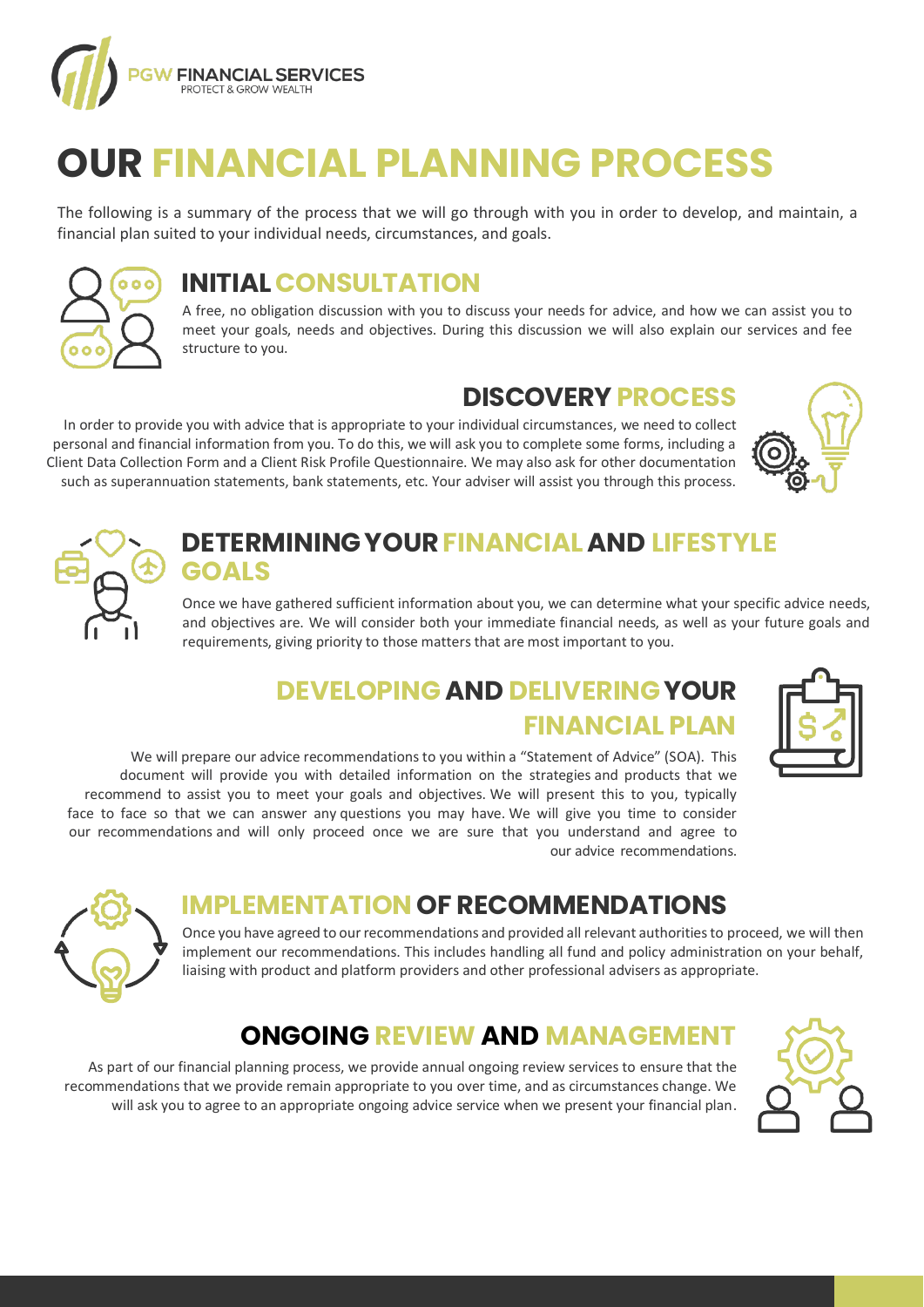PGW FINANCIAL SERVICES
PROTECT & GROW WEALTH

# OUR FINANCIAL PLANNING PROCESS

The following is a summary of the process that we will go through with you in order to develop, and maintain, a financial plan suited to your individual needs, circumstances, and goals.

## INITIAL CONSULTATION

A free, no obligation discussion with you to discuss your needs for advice, and how we can assist you to meet your goals, needs and objectives. During this discussion we will also explain our services and fee structure to you.

## DISCOVERY PROCESS

In order to provide you with advice that is appropriate to your individual circumstances, we need to collect personal and financial information from you. To do this, we will ask you to complete some forms, including a Client Data Collection Form and a Client Risk Profile Questionnaire. We may also ask for other documentation such as superannuation statements, bank statements, etc. Your adviser will assist you through this process.

## DETERMINING YOUR FINANCIAL AND LIFESTYLE GOALS

Once we have gathered sufficient information about you, we can determine what your specific advice needs, and objectives are. We will consider both your immediate financial needs, as well as your future goals and requirements, giving priority to those matters that are most important to you.

## DEVELOPING AND DELIVERING YOUR FINANCIAL PLAN

We will prepare our advice recommendations to you within a "Statement of Advice" (SOA). This document will provide you with detailed information on the strategies and products that we recommend to assist you to meet your goals and objectives. We will present this to you, typically face to face so that we can answer any questions you may have. We will give you time to consider our recommendations and will only proceed once we are sure that you understand and agree to our advice recommendations.

## IMPLEMENTATION OF RECOMMENDATIONS

Once you have agreed to our recommendations and provided all relevant authorities to proceed, we will then implement our recommendations. This includes handling all fund and policy administration on your behalf, liaising with product and platform providers and other professional advisers as appropriate.

## ONGOING REVIEW AND MANAGEMENT

As part of our financial planning process, we provide annual ongoing review services to ensure that the recommendations that we provide remain appropriate to you over time, and as circumstances change. We will ask you to agree to an appropriate ongoing advice service when we present your financial plan.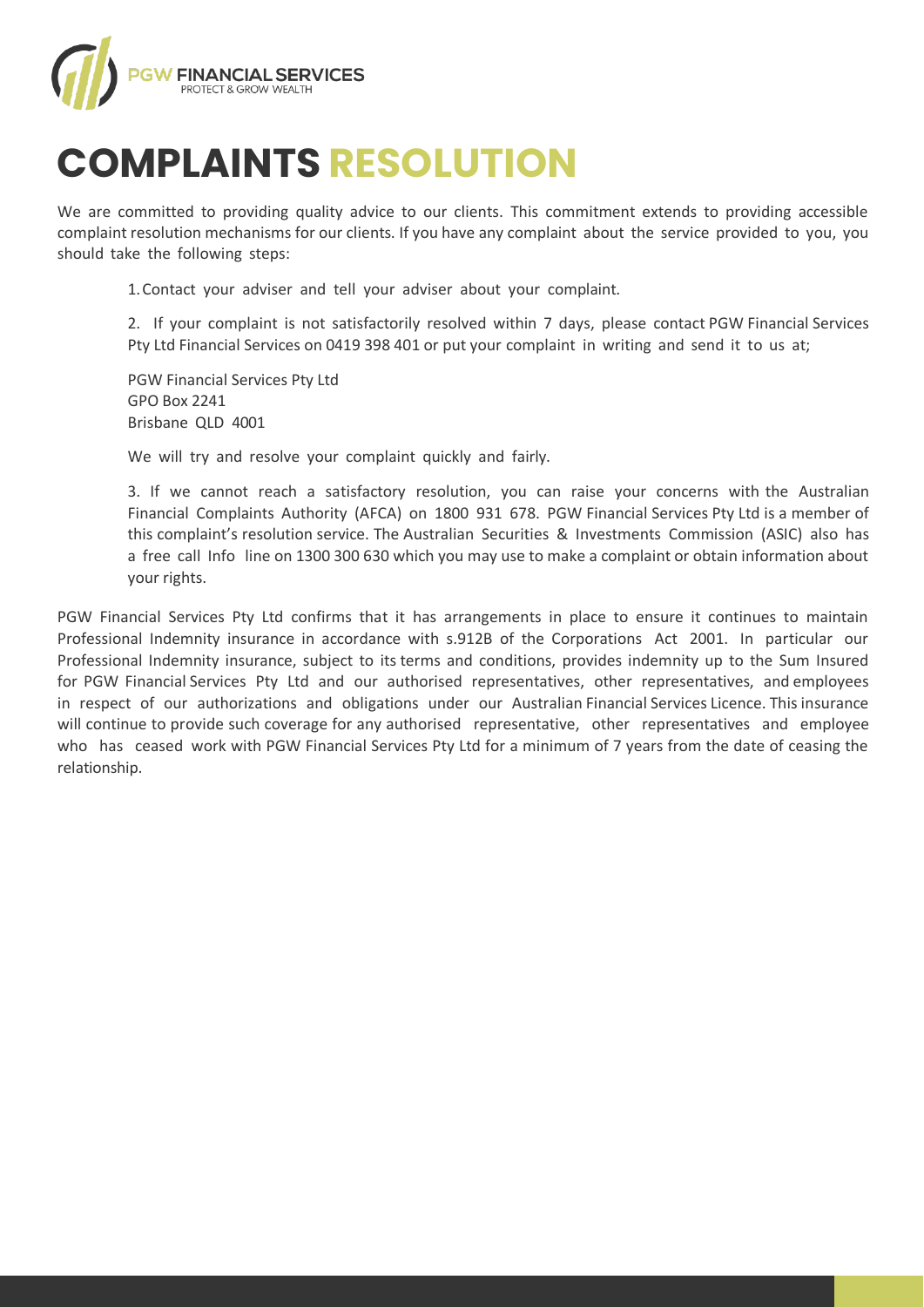PGW FINANCIAL SERVICES
PROTECT & GROW WEALTH

# COMPLAINTS RESOLUTION

We are committed to providing quality advice to our clients. This commitment extends to providing accessible complaint resolution mechanisms for our clients. If you have any complaint about the service provided to you, you should take the following steps:

1. Contact your adviser and tell your adviser about your complaint.

2. If your complaint is not satisfactorily resolved within 7 days, please contact PGW Financial Services Pty Ltd Financial Services on 0419 398 401 or put your complaint in writing and send it to us at;

   PGW Financial Services Pty Ltd
   GPO Box 2241
   Brisbane QLD 4001

   We will try and resolve your complaint quickly and fairly.

3. If we cannot reach a satisfactory resolution, you can raise your concerns with the Australian Financial Complaints Authority (AFCA) on 1800 931 678. PGW Financial Services Pty Ltd is a member of this complaint's resolution service. The Australian Securities & Investments Commission (ASIC) also has a free call Info line on 1300 300 630 which you may use to make a complaint or obtain information about your rights.

PGW Financial Services Pty Ltd confirms that it has arrangements in place to ensure it continues to maintain Professional Indemnity insurance in accordance with s.912B of the Corporations Act 2001. In particular our Professional Indemnity insurance, subject to its terms and conditions, provides indemnity up to the Sum Insured for PGW Financial Services Pty Ltd and our authorised representatives, other representatives, and employees in respect of our authorizations and obligations under our Australian Financial Services Licence. This insurance will continue to provide such coverage for any authorised representative, other representatives and employee who has ceased work with PGW Financial Services Pty Ltd for a minimum of 7 years from the date of ceasing the relationship.